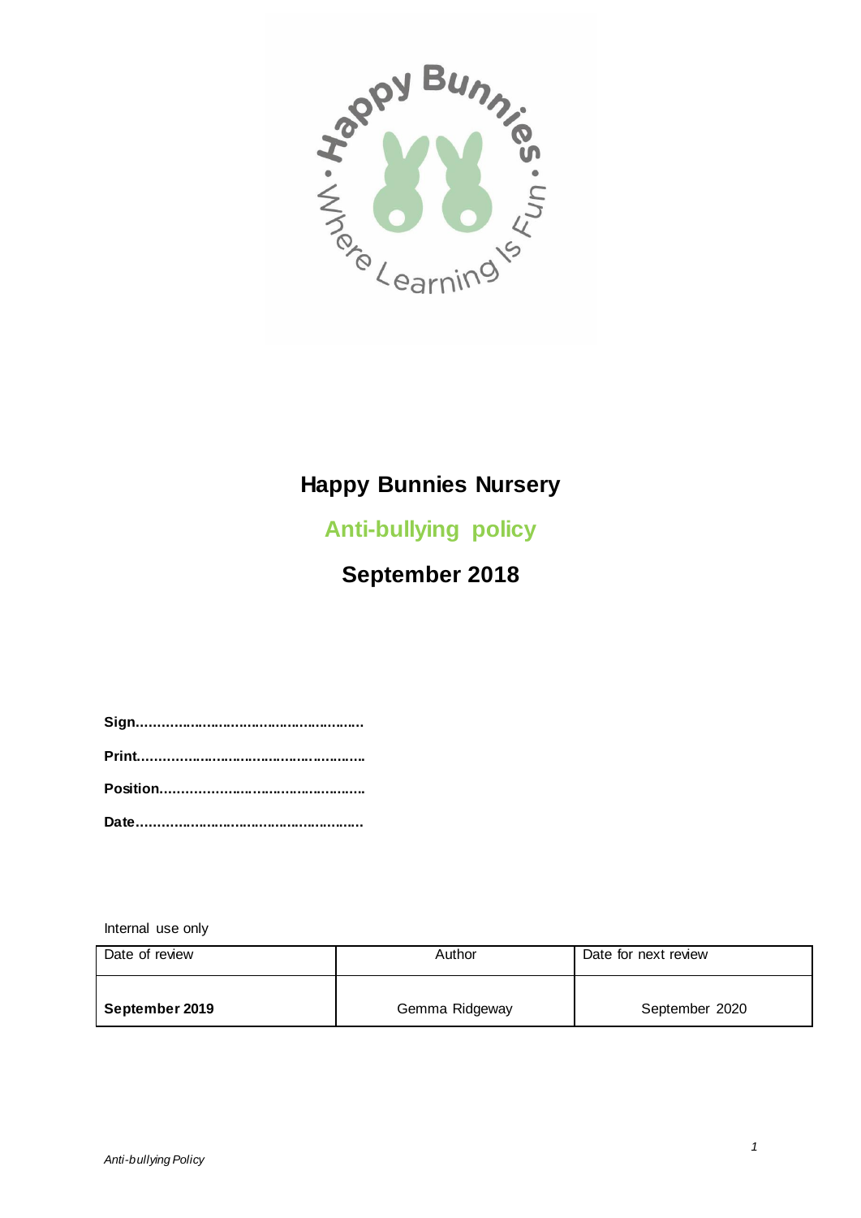# Happy Bunnies Nursery

## Anti-bullying policy

## September 2018

**Sign……………………………………………….**

**Print……………………………………………….**

**Position…………………………………………..**

**Date……………………………………………….**

Internal use only

| Date of review | Author | Date for next review |
|---|---|---|
| **September 2019** | Gemma Ridgeway | September 2020 |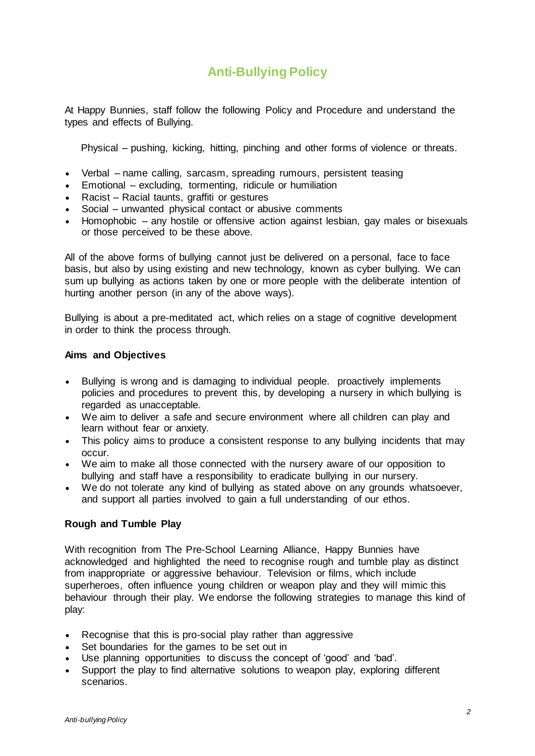# Anti-Bullying Policy

At Happy Bunnies, staff follow the following Policy and Procedure and understand the types and effects of Bullying.

Physical – pushing, kicking, hitting, pinching and other forms of violence or threats.

- Verbal – name calling, sarcasm, spreading rumours, persistent teasing
- Emotional – excluding, tormenting, ridicule or humiliation
- Racist – Racial taunts, graffiti or gestures
- Social – unwanted physical contact or abusive comments
- Homophobic – any hostile or offensive action against lesbian, gay males or bisexuals or those perceived to be these above.

All of the above forms of bullying cannot just be delivered on a personal, face to face basis, but also by using existing and new technology, known as cyber bullying. We can sum up bullying as actions taken by one or more people with the deliberate intention of hurting another person (in any of the above ways).

Bullying is about a pre-meditated act, which relies on a stage of cognitive development in order to think the process through.

**Aims and Objectives**

- Bullying is wrong and is damaging to individual people. proactively implements policies and procedures to prevent this, by developing a nursery in which bullying is regarded as unacceptable.
- We aim to deliver a safe and secure environment where all children can play and learn without fear or anxiety.
- This policy aims to produce a consistent response to any bullying incidents that may occur.
- We aim to make all those connected with the nursery aware of our opposition to bullying and staff have a responsibility to eradicate bullying in our nursery.
- We do not tolerate any kind of bullying as stated above on any grounds whatsoever, and support all parties involved to gain a full understanding of our ethos.

**Rough and Tumble Play**

With recognition from The Pre-School Learning Alliance, Happy Bunnies have acknowledged and highlighted the need to recognise rough and tumble play as distinct from inappropriate or aggressive behaviour. Television or films, which include superheroes, often influence young children or weapon play and they will mimic this behaviour through their play. We endorse the following strategies to manage this kind of play:

- Recognise that this is pro-social play rather than aggressive
- Set boundaries for the games to be set out in
- Use planning opportunities to discuss the concept of 'good' and 'bad'.
- Support the play to find alternative solutions to weapon play, exploring different scenarios.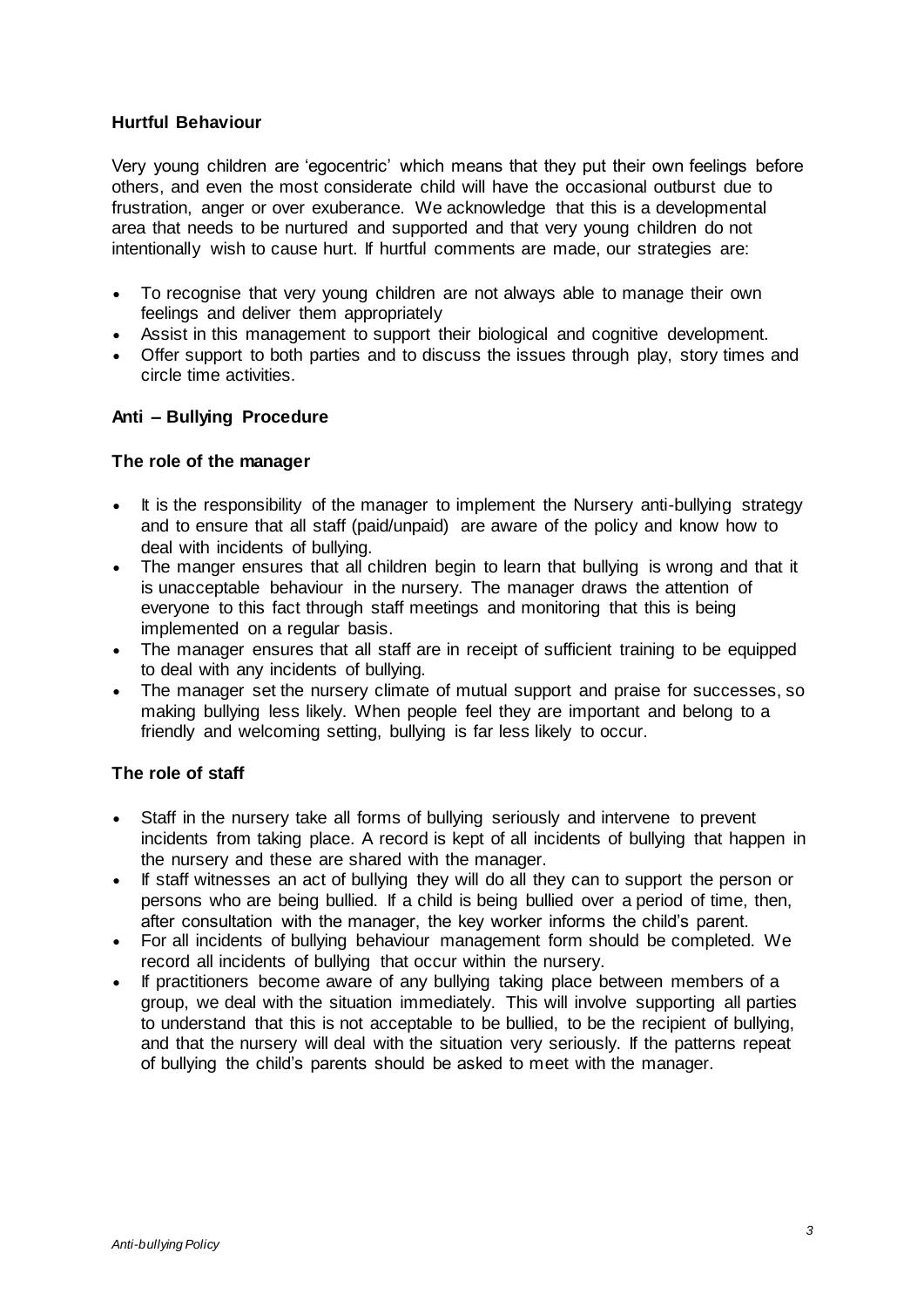### Hurtful Behaviour

Very young children are 'egocentric' which means that they put their own feelings before others, and even the most considerate child will have the occasional outburst due to frustration, anger or over exuberance. We acknowledge that this is a developmental area that needs to be nurtured and supported and that very young children do not intentionally wish to cause hurt. If hurtful comments are made, our strategies are:

- To recognise that very young children are not always able to manage their own feelings and deliver them appropriately
- Assist in this management to support their biological and cognitive development.
- Offer support to both parties and to discuss the issues through play, story times and circle time activities.

### Anti – Bullying Procedure

### The role of the manager

- It is the responsibility of the manager to implement the Nursery anti-bullying strategy and to ensure that all staff (paid/unpaid) are aware of the policy and know how to deal with incidents of bullying.
- The manger ensures that all children begin to learn that bullying is wrong and that it is unacceptable behaviour in the nursery. The manager draws the attention of everyone to this fact through staff meetings and monitoring that this is being implemented on a regular basis.
- The manager ensures that all staff are in receipt of sufficient training to be equipped to deal with any incidents of bullying.
- The manager set the nursery climate of mutual support and praise for successes, so making bullying less likely. When people feel they are important and belong to a friendly and welcoming setting, bullying is far less likely to occur.

### The role of staff

- Staff in the nursery take all forms of bullying seriously and intervene to prevent incidents from taking place. A record is kept of all incidents of bullying that happen in the nursery and these are shared with the manager.
- If staff witnesses an act of bullying they will do all they can to support the person or persons who are being bullied. If a child is being bullied over a period of time, then, after consultation with the manager, the key worker informs the child's parent.
- For all incidents of bullying behaviour management form should be completed. We record all incidents of bullying that occur within the nursery.
- If practitioners become aware of any bullying taking place between members of a group, we deal with the situation immediately. This will involve supporting all parties to understand that this is not acceptable to be bullied, to be the recipient of bullying, and that the nursery will deal with the situation very seriously. If the patterns repeat of bullying the child's parents should be asked to meet with the manager.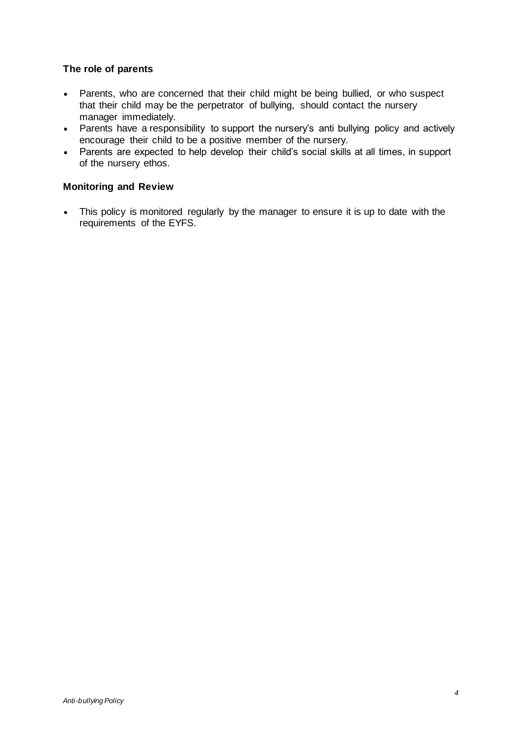### The role of parents

- Parents, who are concerned that their child might be being bullied, or who suspect that their child may be the perpetrator of bullying, should contact the nursery manager immediately.
- Parents have a responsibility to support the nursery's anti bullying policy and actively encourage their child to be a positive member of the nursery.
- Parents are expected to help develop their child's social skills at all times, in support of the nursery ethos.

### Monitoring and Review

- This policy is monitored regularly by the manager to ensure it is up to date with the requirements of the EYFS.